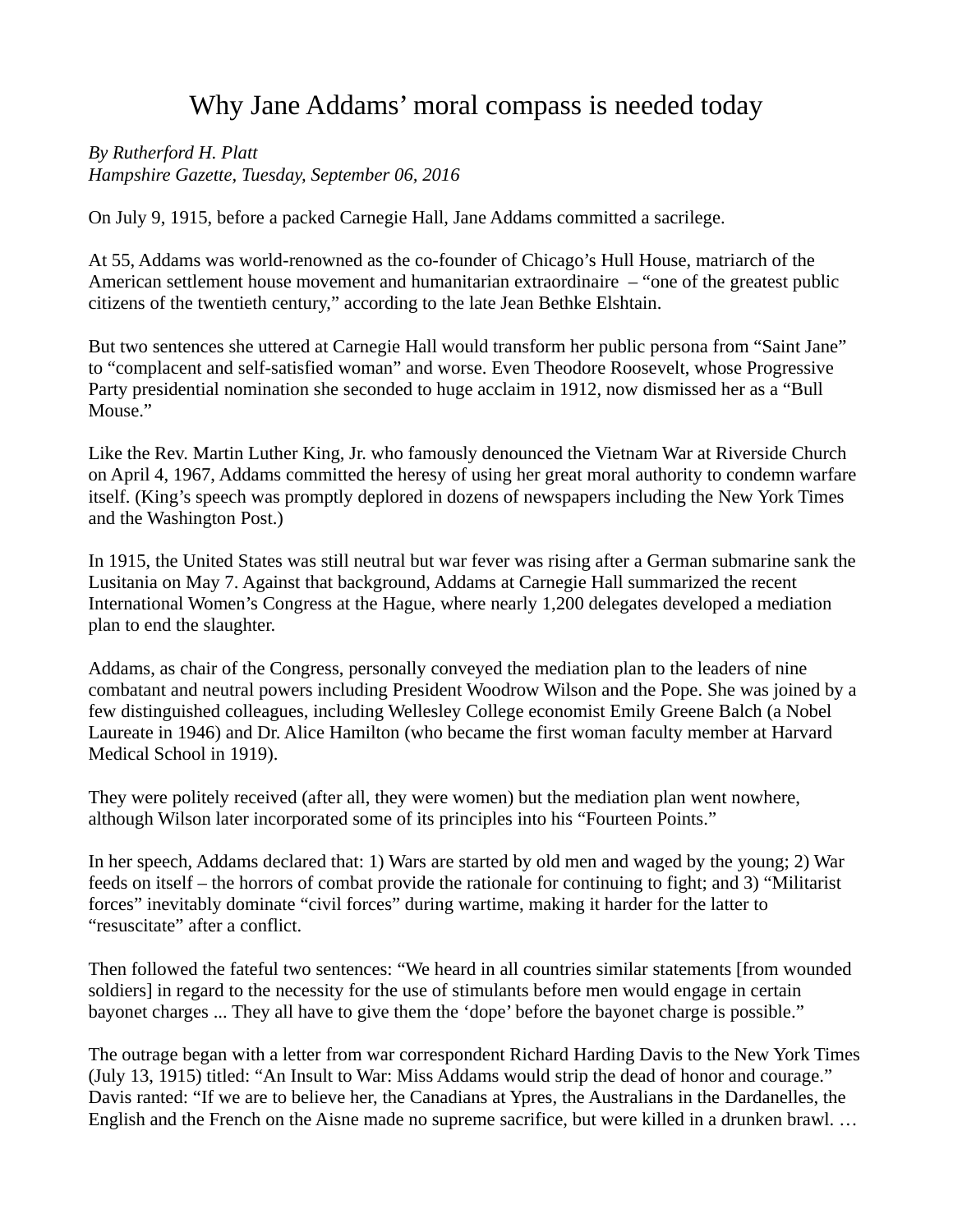# Why Jane Addams' moral compass is needed today

*By Rutherford H. Platt*
*Hampshire Gazette, Tuesday, September 06, 2016*

On July 9, 1915, before a packed Carnegie Hall, Jane Addams committed a sacrilege.

At 55, Addams was world-renowned as the co-founder of Chicago's Hull House, matriarch of the American settlement house movement and humanitarian extraordinaire – "one of the greatest public citizens of the twentieth century," according to the late Jean Bethke Elshtain.

But two sentences she uttered at Carnegie Hall would transform her public persona from "Saint Jane" to "complacent and self-satisfied woman" and worse. Even Theodore Roosevelt, whose Progressive Party presidential nomination she seconded to huge acclaim in 1912, now dismissed her as a "Bull Mouse."

Like the Rev. Martin Luther King, Jr. who famously denounced the Vietnam War at Riverside Church on April 4, 1967, Addams committed the heresy of using her great moral authority to condemn warfare itself. (King's speech was promptly deplored in dozens of newspapers including the New York Times and the Washington Post.)

In 1915, the United States was still neutral but war fever was rising after a German submarine sank the Lusitania on May 7. Against that background, Addams at Carnegie Hall summarized the recent International Women's Congress at the Hague, where nearly 1,200 delegates developed a mediation plan to end the slaughter.

Addams, as chair of the Congress, personally conveyed the mediation plan to the leaders of nine combatant and neutral powers including President Woodrow Wilson and the Pope. She was joined by a few distinguished colleagues, including Wellesley College economist Emily Greene Balch (a Nobel Laureate in 1946) and Dr. Alice Hamilton (who became the first woman faculty member at Harvard Medical School in 1919).

They were politely received (after all, they were women) but the mediation plan went nowhere, although Wilson later incorporated some of its principles into his "Fourteen Points."

In her speech, Addams declared that: 1) Wars are started by old men and waged by the young; 2) War feeds on itself – the horrors of combat provide the rationale for continuing to fight; and 3) "Militarist forces" inevitably dominate "civil forces" during wartime, making it harder for the latter to "resuscitate" after a conflict.

Then followed the fateful two sentences: "We heard in all countries similar statements [from wounded soldiers] in regard to the necessity for the use of stimulants before men would engage in certain bayonet charges ... They all have to give them the 'dope' before the bayonet charge is possible."

The outrage began with a letter from war correspondent Richard Harding Davis to the New York Times (July 13, 1915) titled: "An Insult to War: Miss Addams would strip the dead of honor and courage." Davis ranted: "If we are to believe her, the Canadians at Ypres, the Australians in the Dardanelles, the English and the French on the Aisne made no supreme sacrifice, but were killed in a drunken brawl. …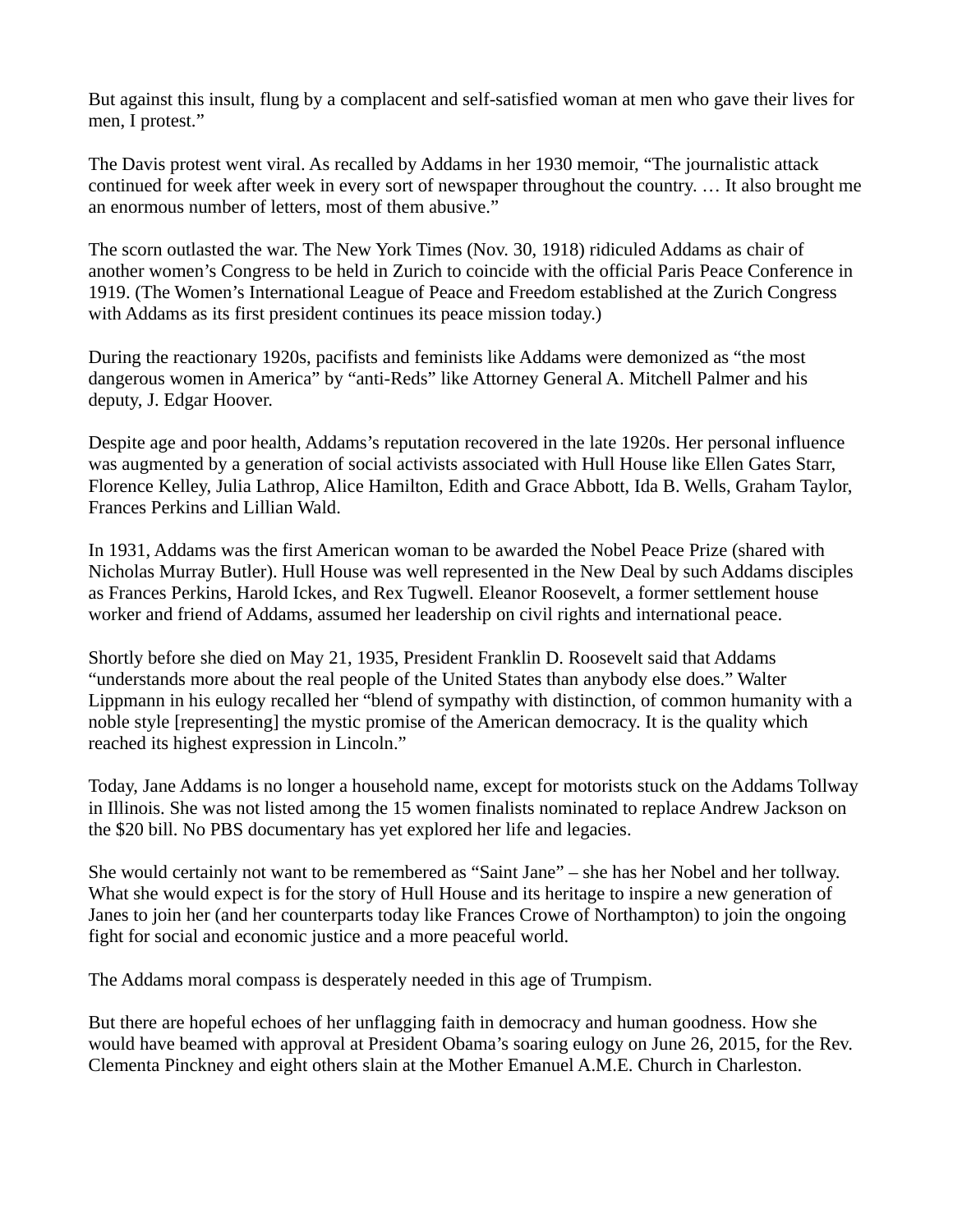But against this insult, flung by a complacent and self-satisfied woman at men who gave their lives for men, I protest."

The Davis protest went viral. As recalled by Addams in her 1930 memoir, "The journalistic attack continued for week after week in every sort of newspaper throughout the country. … It also brought me an enormous number of letters, most of them abusive."

The scorn outlasted the war. The New York Times (Nov. 30, 1918) ridiculed Addams as chair of another women's Congress to be held in Zurich to coincide with the official Paris Peace Conference in 1919. (The Women's International League of Peace and Freedom established at the Zurich Congress with Addams as its first president continues its peace mission today.)

During the reactionary 1920s, pacifists and feminists like Addams were demonized as "the most dangerous women in America" by "anti-Reds" like Attorney General A. Mitchell Palmer and his deputy, J. Edgar Hoover.

Despite age and poor health, Addams's reputation recovered in the late 1920s. Her personal influence was augmented by a generation of social activists associated with Hull House like Ellen Gates Starr, Florence Kelley, Julia Lathrop, Alice Hamilton, Edith and Grace Abbott, Ida B. Wells, Graham Taylor, Frances Perkins and Lillian Wald.

In 1931, Addams was the first American woman to be awarded the Nobel Peace Prize (shared with Nicholas Murray Butler). Hull House was well represented in the New Deal by such Addams disciples as Frances Perkins, Harold Ickes, and Rex Tugwell. Eleanor Roosevelt, a former settlement house worker and friend of Addams, assumed her leadership on civil rights and international peace.

Shortly before she died on May 21, 1935, President Franklin D. Roosevelt said that Addams "understands more about the real people of the United States than anybody else does." Walter Lippmann in his eulogy recalled her "blend of sympathy with distinction, of common humanity with a noble style [representing] the mystic promise of the American democracy. It is the quality which reached its highest expression in Lincoln."

Today, Jane Addams is no longer a household name, except for motorists stuck on the Addams Tollway in Illinois. She was not listed among the 15 women finalists nominated to replace Andrew Jackson on the $20 bill. No PBS documentary has yet explored her life and legacies.

She would certainly not want to be remembered as "Saint Jane" – she has her Nobel and her tollway. What she would expect is for the story of Hull House and its heritage to inspire a new generation of Janes to join her (and her counterparts today like Frances Crowe of Northampton) to join the ongoing fight for social and economic justice and a more peaceful world.

The Addams moral compass is desperately needed in this age of Trumpism.

But there are hopeful echoes of her unflagging faith in democracy and human goodness. How she would have beamed with approval at President Obama's soaring eulogy on June 26, 2015, for the Rev. Clementa Pinckney and eight others slain at the Mother Emanuel A.M.E. Church in Charleston.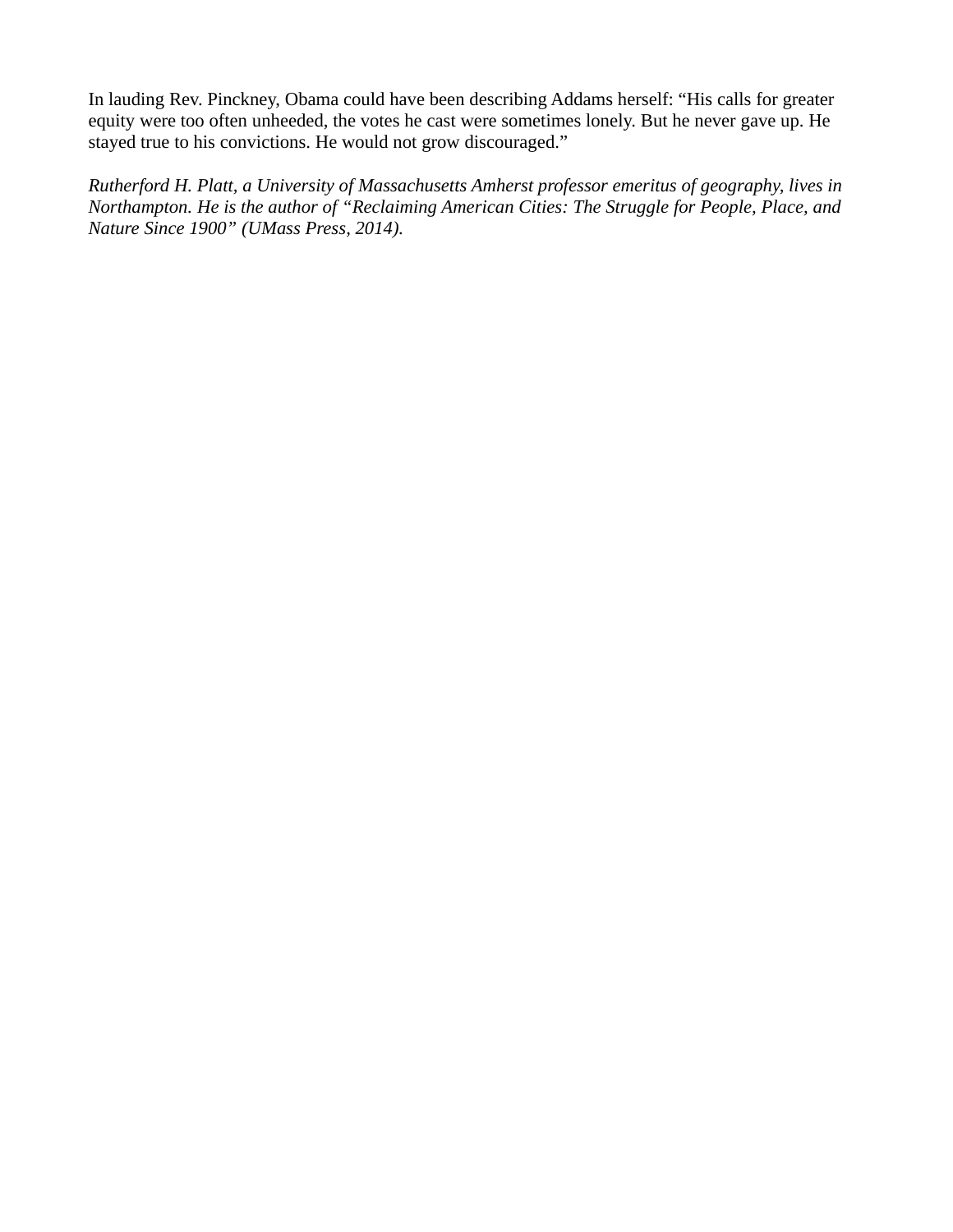In lauding Rev. Pinckney, Obama could have been describing Addams herself: "His calls for greater equity were too often unheeded, the votes he cast were sometimes lonely. But he never gave up. He stayed true to his convictions. He would not grow discouraged."

*Rutherford H. Platt, a University of Massachusetts Amherst professor emeritus of geography, lives in Northampton. He is the author of "Reclaiming American Cities: The Struggle for People, Place, and Nature Since 1900" (UMass Press, 2014).*